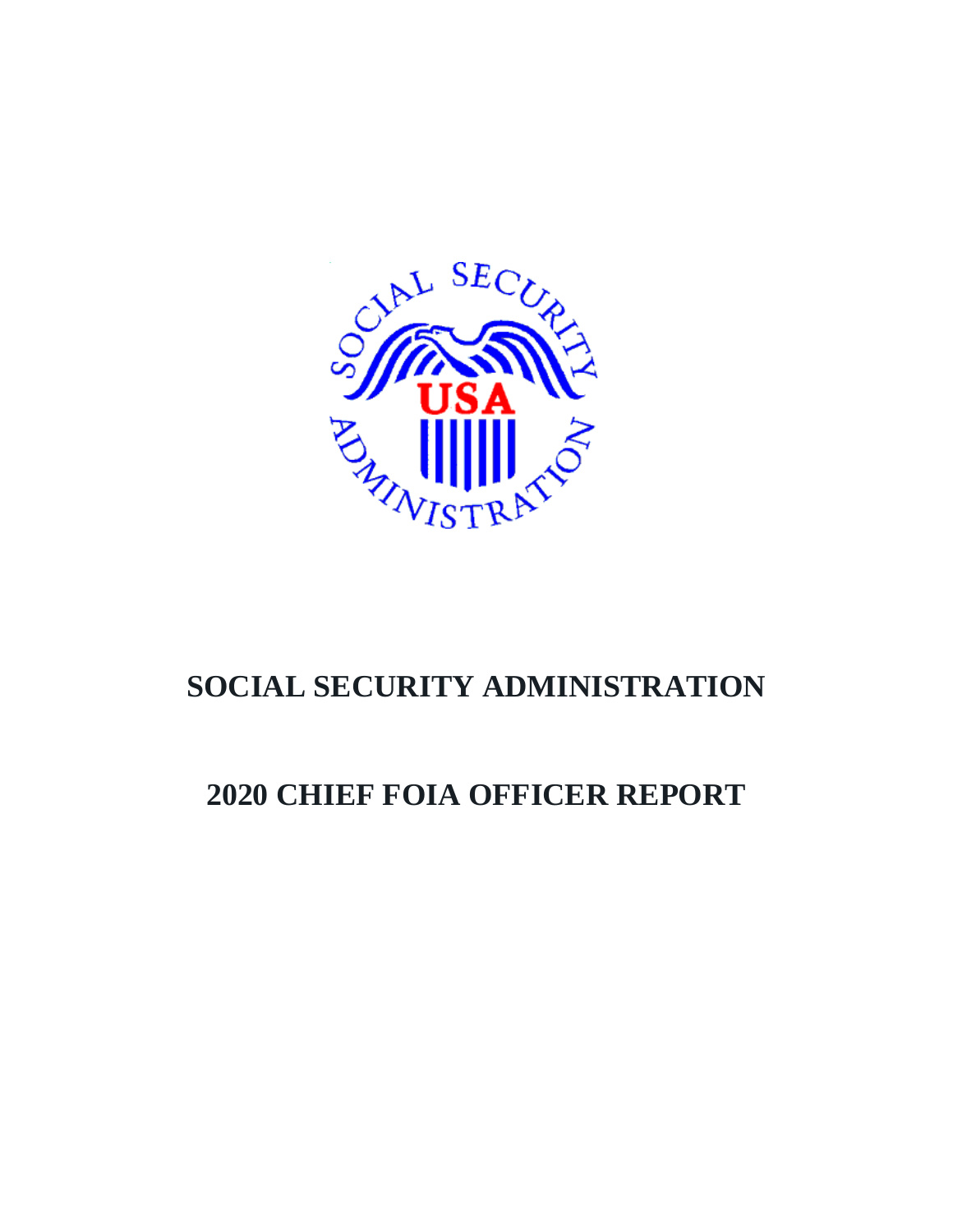# SOCIAL SECURITY ADMINISTRATION

# 2020 CHIEF FOIA OFFICER REPORT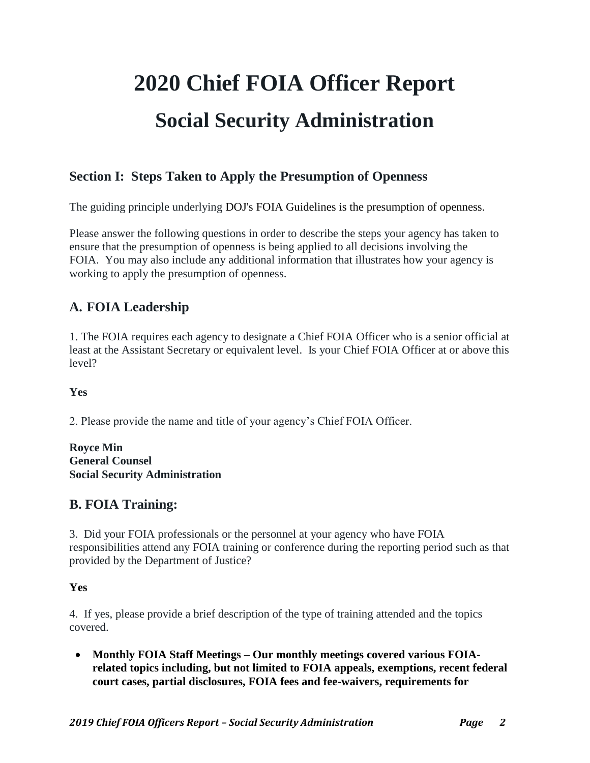# 2020 Chief FOIA Officer Report

# Social Security Administration

## Section I: Steps Taken to Apply the Presumption of Openness

The guiding principle underlying DOJ's FOIA Guidelines is the presumption of openness.

Please answer the following questions in order to describe the steps your agency has taken to ensure that the presumption of openness is being applied to all decisions involving the FOIA. You may also include any additional information that illustrates how your agency is working to apply the presumption of openness.

## A. FOIA Leadership

1. The FOIA requires each agency to designate a Chief FOIA Officer who is a senior official at least at the Assistant Secretary or equivalent level. Is your Chief FOIA Officer at or above this level?

**Yes**

2. Please provide the name and title of your agency's Chief FOIA Officer.

**Royce Min**
**General Counsel**
**Social Security Administration**

## B. FOIA Training:

3. Did your FOIA professionals or the personnel at your agency who have FOIA responsibilities attend any FOIA training or conference during the reporting period such as that provided by the Department of Justice?

**Yes**

4. If yes, please provide a brief description of the type of training attended and the topics covered.

- **Monthly FOIA Staff Meetings – Our monthly meetings covered various FOIA-related topics including, but not limited to FOIA appeals, exemptions, recent federal court cases, partial disclosures, FOIA fees and fee-waivers, requirements for**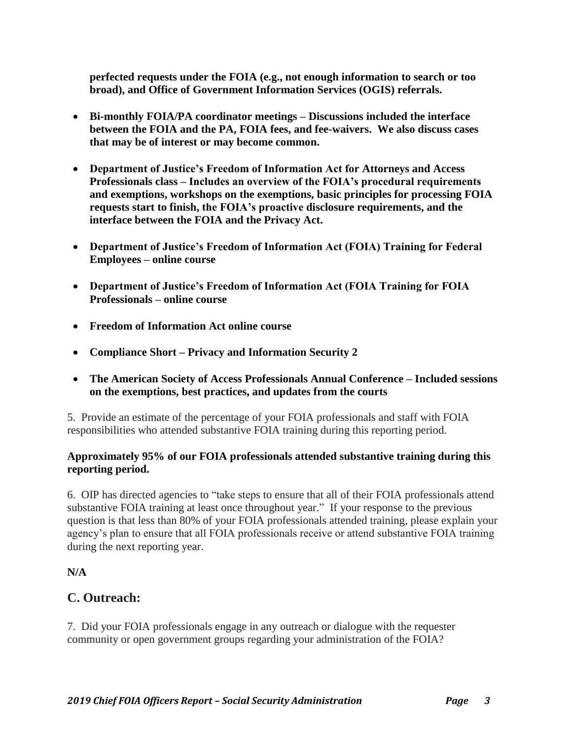**perfected requests under the FOIA (e.g., not enough information to search or too broad), and Office of Government Information Services (OGIS) referrals.**

- **Bi-monthly FOIA/PA coordinator meetings – Discussions included the interface between the FOIA and the PA, FOIA fees, and fee-waivers. We also discuss cases that may be of interest or may become common.**

- **Department of Justice's Freedom of Information Act for Attorneys and Access Professionals class – Includes an overview of the FOIA's procedural requirements and exemptions, workshops on the exemptions, basic principles for processing FOIA requests start to finish, the FOIA's proactive disclosure requirements, and the interface between the FOIA and the Privacy Act.**

- **Department of Justice's Freedom of Information Act (FOIA) Training for Federal Employees – online course**

- **Department of Justice's Freedom of Information Act (FOIA Training for FOIA Professionals – online course**

- **Freedom of Information Act online course**

- **Compliance Short – Privacy and Information Security 2**

- **The American Society of Access Professionals Annual Conference – Included sessions on the exemptions, best practices, and updates from the courts**

5. Provide an estimate of the percentage of your FOIA professionals and staff with FOIA responsibilities who attended substantive FOIA training during this reporting period.

**Approximately 95% of our FOIA professionals attended substantive training during this reporting period.**

6. OIP has directed agencies to "take steps to ensure that all of their FOIA professionals attend substantive FOIA training at least once throughout year." If your response to the previous question is that less than 80% of your FOIA professionals attended training, please explain your agency's plan to ensure that all FOIA professionals receive or attend substantive FOIA training during the next reporting year.

**N/A**

## C. Outreach:

7. Did your FOIA professionals engage in any outreach or dialogue with the requester community or open government groups regarding your administration of the FOIA?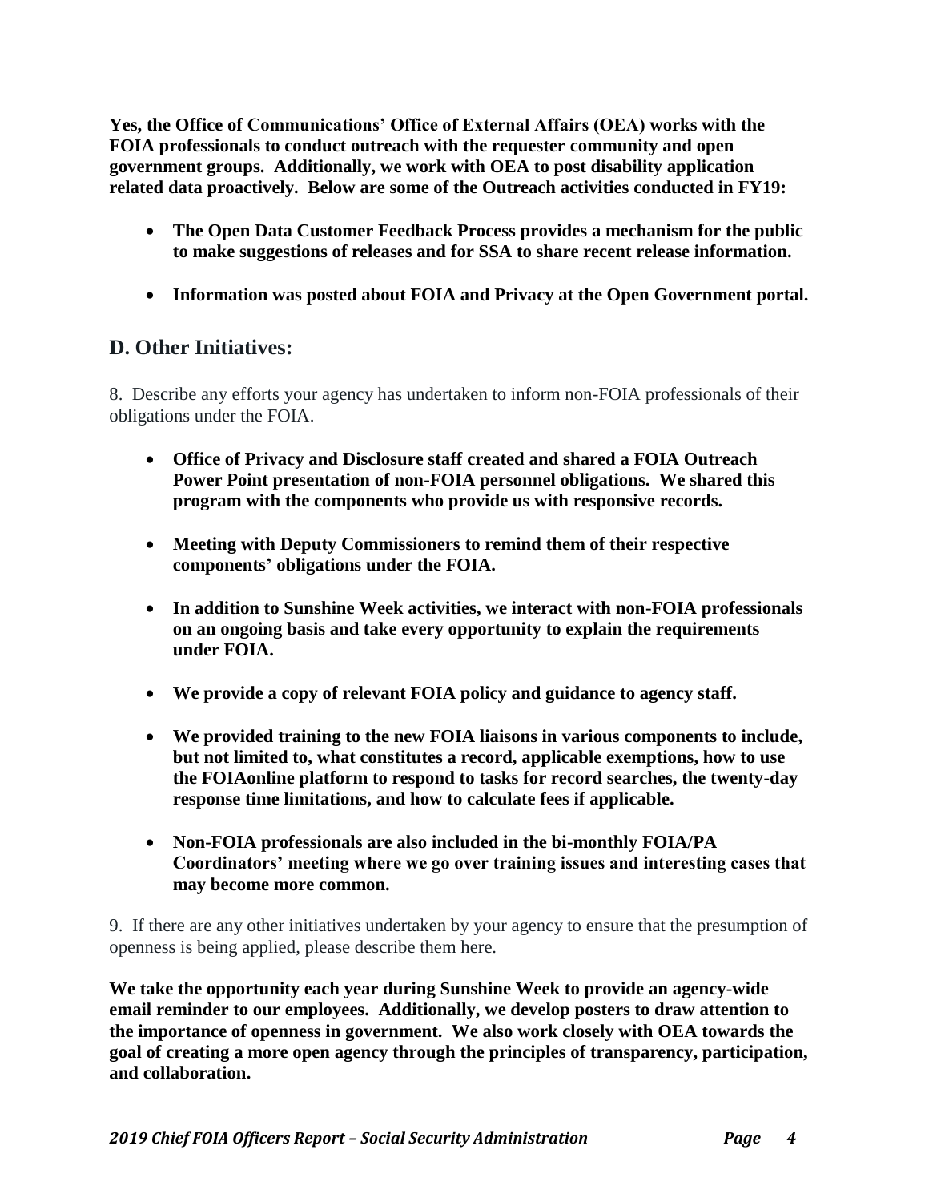**Yes, the Office of Communications' Office of External Affairs (OEA) works with the FOIA professionals to conduct outreach with the requester community and open government groups. Additionally, we work with OEA to post disability application related data proactively. Below are some of the Outreach activities conducted in FY19:**

- **The Open Data Customer Feedback Process provides a mechanism for the public to make suggestions of releases and for SSA to share recent release information.**
- **Information was posted about FOIA and Privacy at the Open Government portal.**

## D. Other Initiatives:

8. Describe any efforts your agency has undertaken to inform non-FOIA professionals of their obligations under the FOIA.

- **Office of Privacy and Disclosure staff created and shared a FOIA Outreach Power Point presentation of non-FOIA personnel obligations. We shared this program with the components who provide us with responsive records.**
- **Meeting with Deputy Commissioners to remind them of their respective components' obligations under the FOIA.**
- **In addition to Sunshine Week activities, we interact with non-FOIA professionals on an ongoing basis and take every opportunity to explain the requirements under FOIA.**
- **We provide a copy of relevant FOIA policy and guidance to agency staff.**
- **We provided training to the new FOIA liaisons in various components to include, but not limited to, what constitutes a record, applicable exemptions, how to use the FOIAonline platform to respond to tasks for record searches, the twenty-day response time limitations, and how to calculate fees if applicable.**
- **Non-FOIA professionals are also included in the bi-monthly FOIA/PA Coordinators' meeting where we go over training issues and interesting cases that may become more common.**

9. If there are any other initiatives undertaken by your agency to ensure that the presumption of openness is being applied, please describe them here.

**We take the opportunity each year during Sunshine Week to provide an agency-wide email reminder to our employees. Additionally, we develop posters to draw attention to the importance of openness in government. We also work closely with OEA towards the goal of creating a more open agency through the principles of transparency, participation, and collaboration.**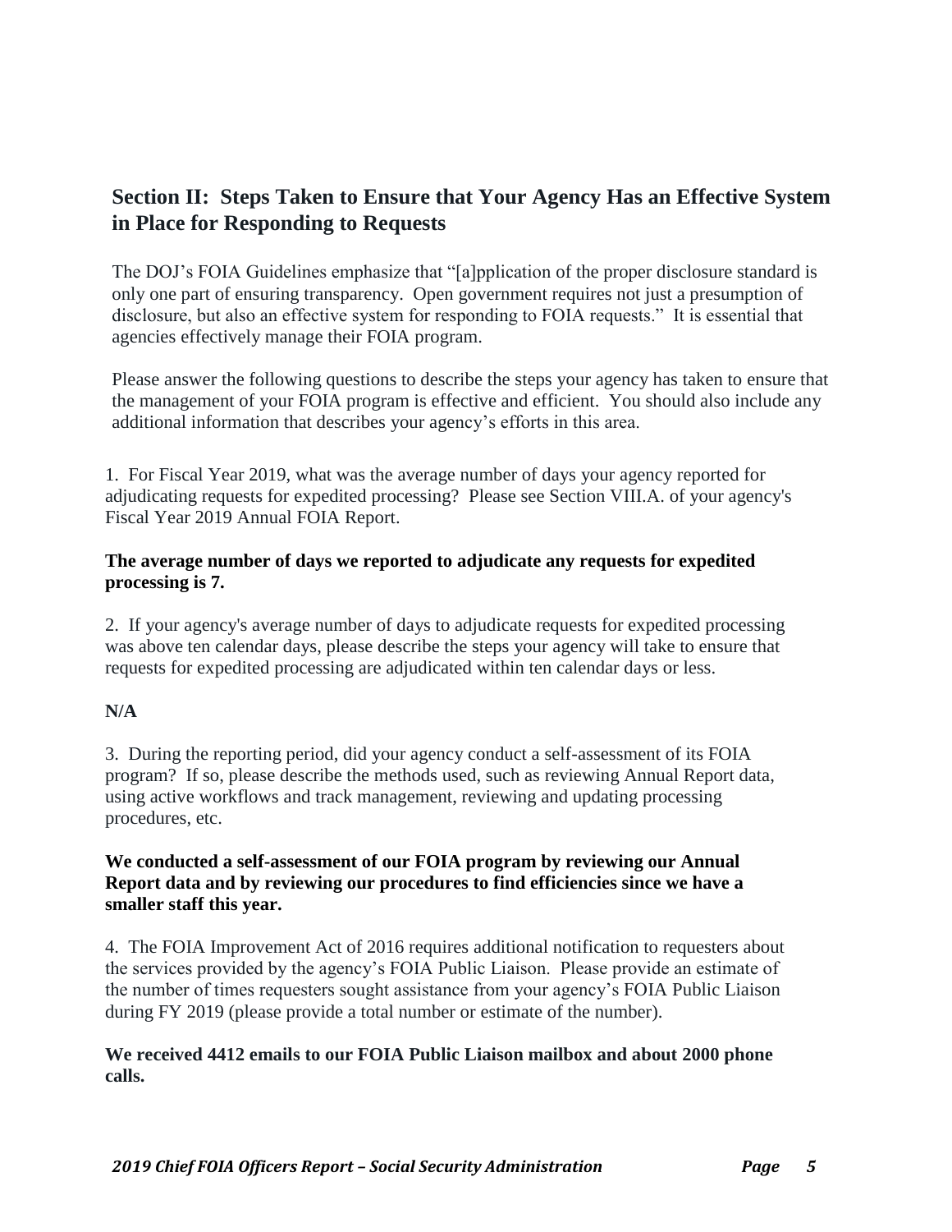## Section II: Steps Taken to Ensure that Your Agency Has an Effective System in Place for Responding to Requests

The DOJ's FOIA Guidelines emphasize that "[a]pplication of the proper disclosure standard is only one part of ensuring transparency. Open government requires not just a presumption of disclosure, but also an effective system for responding to FOIA requests." It is essential that agencies effectively manage their FOIA program.

Please answer the following questions to describe the steps your agency has taken to ensure that the management of your FOIA program is effective and efficient. You should also include any additional information that describes your agency's efforts in this area.

1. For Fiscal Year 2019, what was the average number of days your agency reported for adjudicating requests for expedited processing? Please see Section VIII.A. of your agency's Fiscal Year 2019 Annual FOIA Report.

**The average number of days we reported to adjudicate any requests for expedited processing is 7.**

2. If your agency's average number of days to adjudicate requests for expedited processing was above ten calendar days, please describe the steps your agency will take to ensure that requests for expedited processing are adjudicated within ten calendar days or less.

**N/A**

3. During the reporting period, did your agency conduct a self-assessment of its FOIA program? If so, please describe the methods used, such as reviewing Annual Report data, using active workflows and track management, reviewing and updating processing procedures, etc.

**We conducted a self-assessment of our FOIA program by reviewing our Annual Report data and by reviewing our procedures to find efficiencies since we have a smaller staff this year.**

4. The FOIA Improvement Act of 2016 requires additional notification to requesters about the services provided by the agency's FOIA Public Liaison. Please provide an estimate of the number of times requesters sought assistance from your agency's FOIA Public Liaison during FY 2019 (please provide a total number or estimate of the number).

**We received 4412 emails to our FOIA Public Liaison mailbox and about 2000 phone calls.**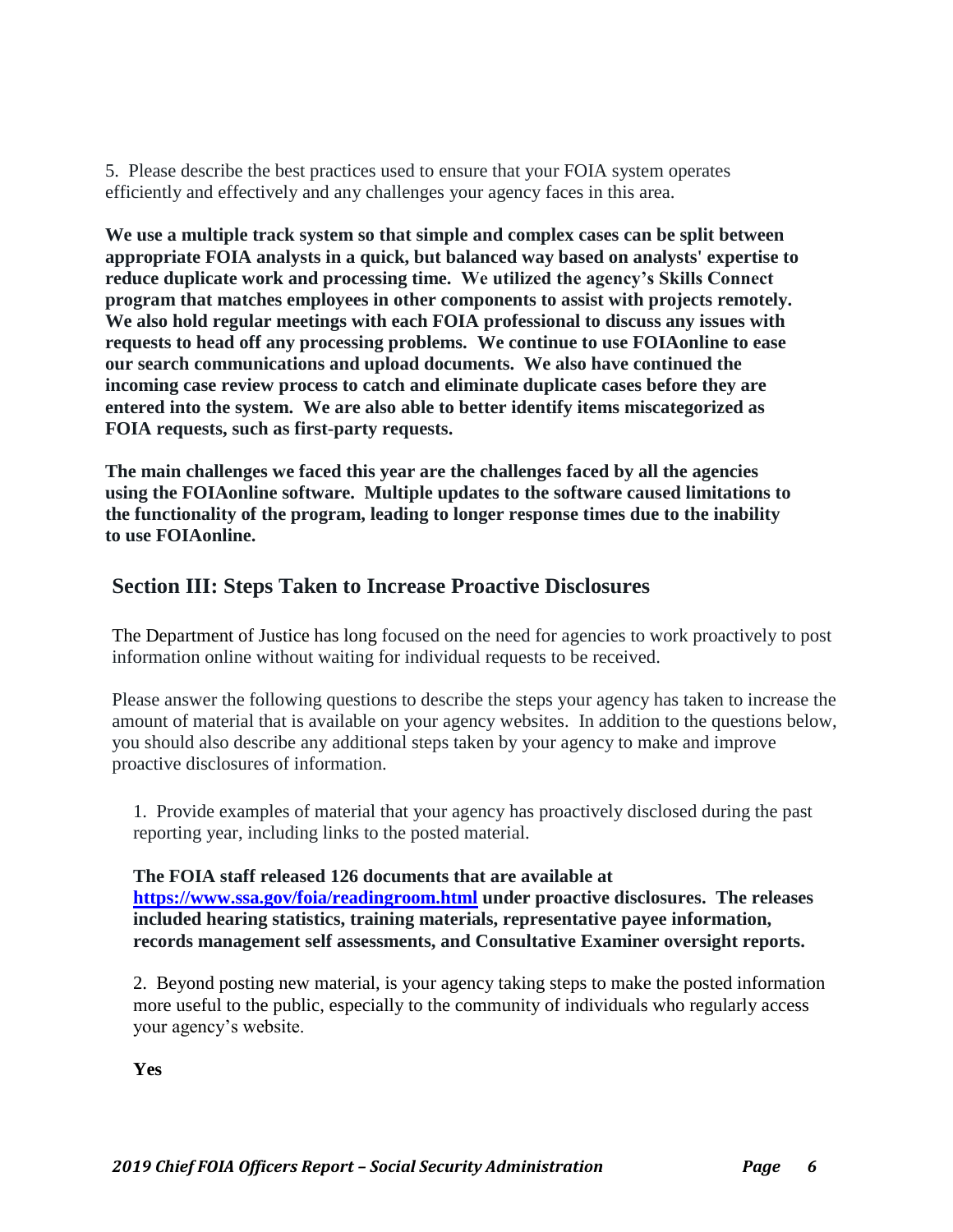5. Please describe the best practices used to ensure that your FOIA system operates efficiently and effectively and any challenges your agency faces in this area.

**We use a multiple track system so that simple and complex cases can be split between appropriate FOIA analysts in a quick, but balanced way based on analysts' expertise to reduce duplicate work and processing time. We utilized the agency's Skills Connect program that matches employees in other components to assist with projects remotely. We also hold regular meetings with each FOIA professional to discuss any issues with requests to head off any processing problems. We continue to use FOIAonline to ease our search communications and upload documents. We also have continued the incoming case review process to catch and eliminate duplicate cases before they are entered into the system. We are also able to better identify items miscategorized as FOIA requests, such as first-party requests.**

**The main challenges we faced this year are the challenges faced by all the agencies using the FOIAonline software. Multiple updates to the software caused limitations to the functionality of the program, leading to longer response times due to the inability to use FOIAonline.**

## Section III: Steps Taken to Increase Proactive Disclosures

The Department of Justice has long focused on the need for agencies to work proactively to post information online without waiting for individual requests to be received.

Please answer the following questions to describe the steps your agency has taken to increase the amount of material that is available on your agency websites. In addition to the questions below, you should also describe any additional steps taken by your agency to make and improve proactive disclosures of information.

1. Provide examples of material that your agency has proactively disclosed during the past reporting year, including links to the posted material.

**The FOIA staff released 126 documents that are available at [https://www.ssa.gov/foia/readingroom.html](https://www.ssa.gov/foia/readingroom.html) under proactive disclosures. The releases included hearing statistics, training materials, representative payee information, records management self assessments, and Consultative Examiner oversight reports.**

2. Beyond posting new material, is your agency taking steps to make the posted information more useful to the public, especially to the community of individuals who regularly access your agency's website.

**Yes**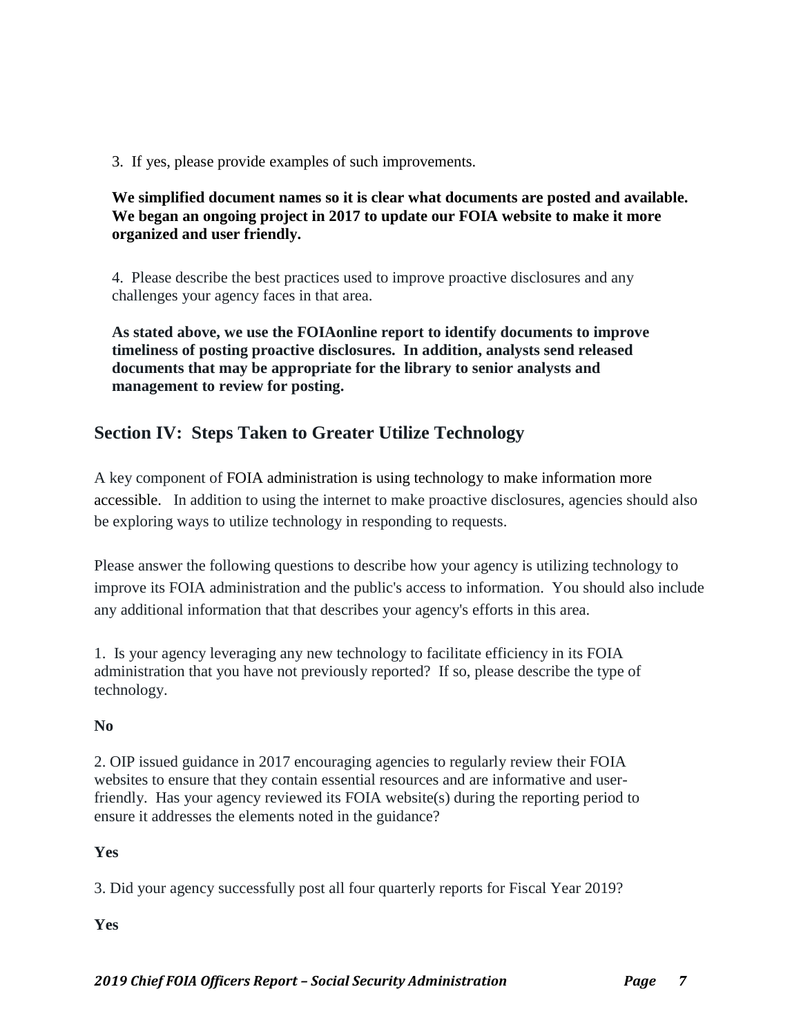3. If yes, please provide examples of such improvements.

**We simplified document names so it is clear what documents are posted and available. We began an ongoing project in 2017 to update our FOIA website to make it more organized and user friendly.**

4. Please describe the best practices used to improve proactive disclosures and any challenges your agency faces in that area.

**As stated above, we use the FOIAonline report to identify documents to improve timeliness of posting proactive disclosures. In addition, analysts send released documents that may be appropriate for the library to senior analysts and management to review for posting.**

## Section IV: Steps Taken to Greater Utilize Technology

A key component of FOIA administration is using technology to make information more accessible. In addition to using the internet to make proactive disclosures, agencies should also be exploring ways to utilize technology in responding to requests.

Please answer the following questions to describe how your agency is utilizing technology to improve its FOIA administration and the public's access to information. You should also include any additional information that that describes your agency's efforts in this area.

1. Is your agency leveraging any new technology to facilitate efficiency in its FOIA administration that you have not previously reported? If so, please describe the type of technology.

**No**

2. OIP issued guidance in 2017 encouraging agencies to regularly review their FOIA websites to ensure that they contain essential resources and are informative and user-friendly. Has your agency reviewed its FOIA website(s) during the reporting period to ensure it addresses the elements noted in the guidance?

**Yes**

3. Did your agency successfully post all four quarterly reports for Fiscal Year 2019?

**Yes**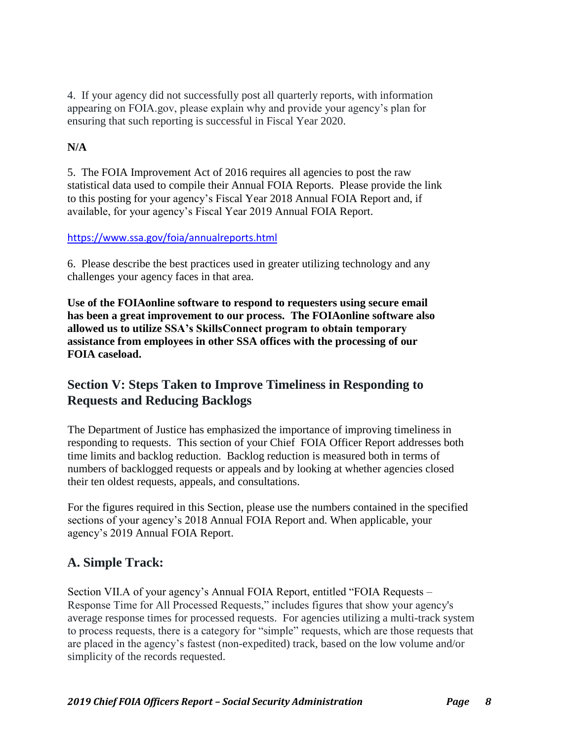4. If your agency did not successfully post all quarterly reports, with information appearing on FOIA.gov, please explain why and provide your agency's plan for ensuring that such reporting is successful in Fiscal Year 2020.

**N/A**

5. The FOIA Improvement Act of 2016 requires all agencies to post the raw statistical data used to compile their Annual FOIA Reports. Please provide the link to this posting for your agency's Fiscal Year 2018 Annual FOIA Report and, if available, for your agency's Fiscal Year 2019 Annual FOIA Report.

https://www.ssa.gov/foia/annualreports.html

6. Please describe the best practices used in greater utilizing technology and any challenges your agency faces in that area.

**Use of the FOIAonline software to respond to requesters using secure email has been a great improvement to our process. The FOIAonline software also allowed us to utilize SSA's SkillsConnect program to obtain temporary assistance from employees in other SSA offices with the processing of our FOIA caseload.**

## Section V: Steps Taken to Improve Timeliness in Responding to Requests and Reducing Backlogs

The Department of Justice has emphasized the importance of improving timeliness in responding to requests. This section of your Chief FOIA Officer Report addresses both time limits and backlog reduction. Backlog reduction is measured both in terms of numbers of backlogged requests or appeals and by looking at whether agencies closed their ten oldest requests, appeals, and consultations.

For the figures required in this Section, please use the numbers contained in the specified sections of your agency's 2018 Annual FOIA Report and. When applicable, your agency's 2019 Annual FOIA Report.

## A. Simple Track:

Section VII.A of your agency's Annual FOIA Report, entitled "FOIA Requests – Response Time for All Processed Requests," includes figures that show your agency's average response times for processed requests. For agencies utilizing a multi-track system to process requests, there is a category for "simple" requests, which are those requests that are placed in the agency's fastest (non-expedited) track, based on the low volume and/or simplicity of the records requested.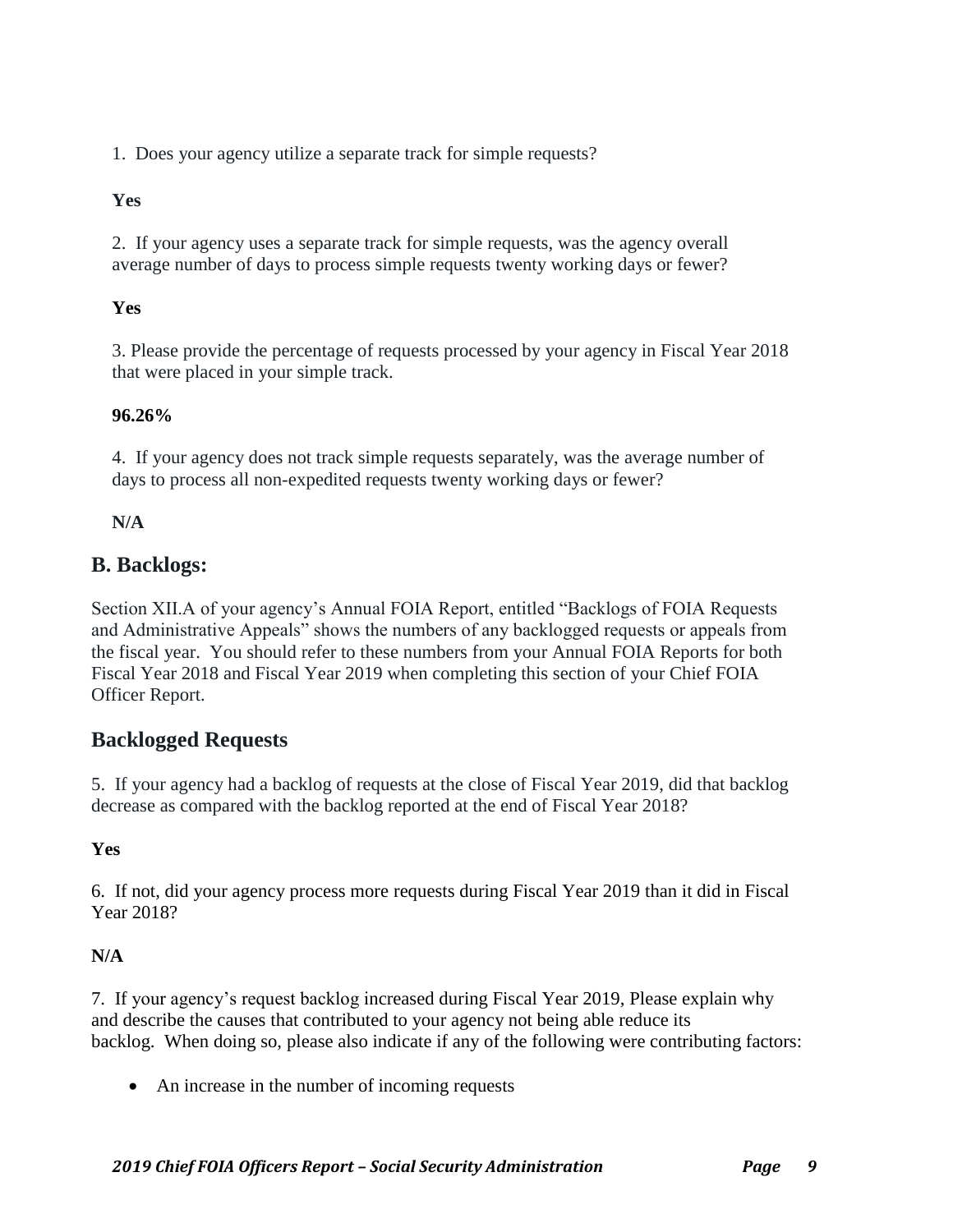1. Does your agency utilize a separate track for simple requests?

**Yes**

2. If your agency uses a separate track for simple requests, was the agency overall average number of days to process simple requests twenty working days or fewer?

**Yes**

3. Please provide the percentage of requests processed by your agency in Fiscal Year 2018 that were placed in your simple track.

**96.26%**

4. If your agency does not track simple requests separately, was the average number of days to process all non-expedited requests twenty working days or fewer?

**N/A**

## B. Backlogs:

Section XII.A of your agency's Annual FOIA Report, entitled "Backlogs of FOIA Requests and Administrative Appeals" shows the numbers of any backlogged requests or appeals from the fiscal year. You should refer to these numbers from your Annual FOIA Reports for both Fiscal Year 2018 and Fiscal Year 2019 when completing this section of your Chief FOIA Officer Report.

## Backlogged Requests

5. If your agency had a backlog of requests at the close of Fiscal Year 2019, did that backlog decrease as compared with the backlog reported at the end of Fiscal Year 2018?

**Yes**

6. If not, did your agency process more requests during Fiscal Year 2019 than it did in Fiscal Year 2018?

**N/A**

7. If your agency's request backlog increased during Fiscal Year 2019, Please explain why and describe the causes that contributed to your agency not being able reduce its backlog. When doing so, please also indicate if any of the following were contributing factors:

- An increase in the number of incoming requests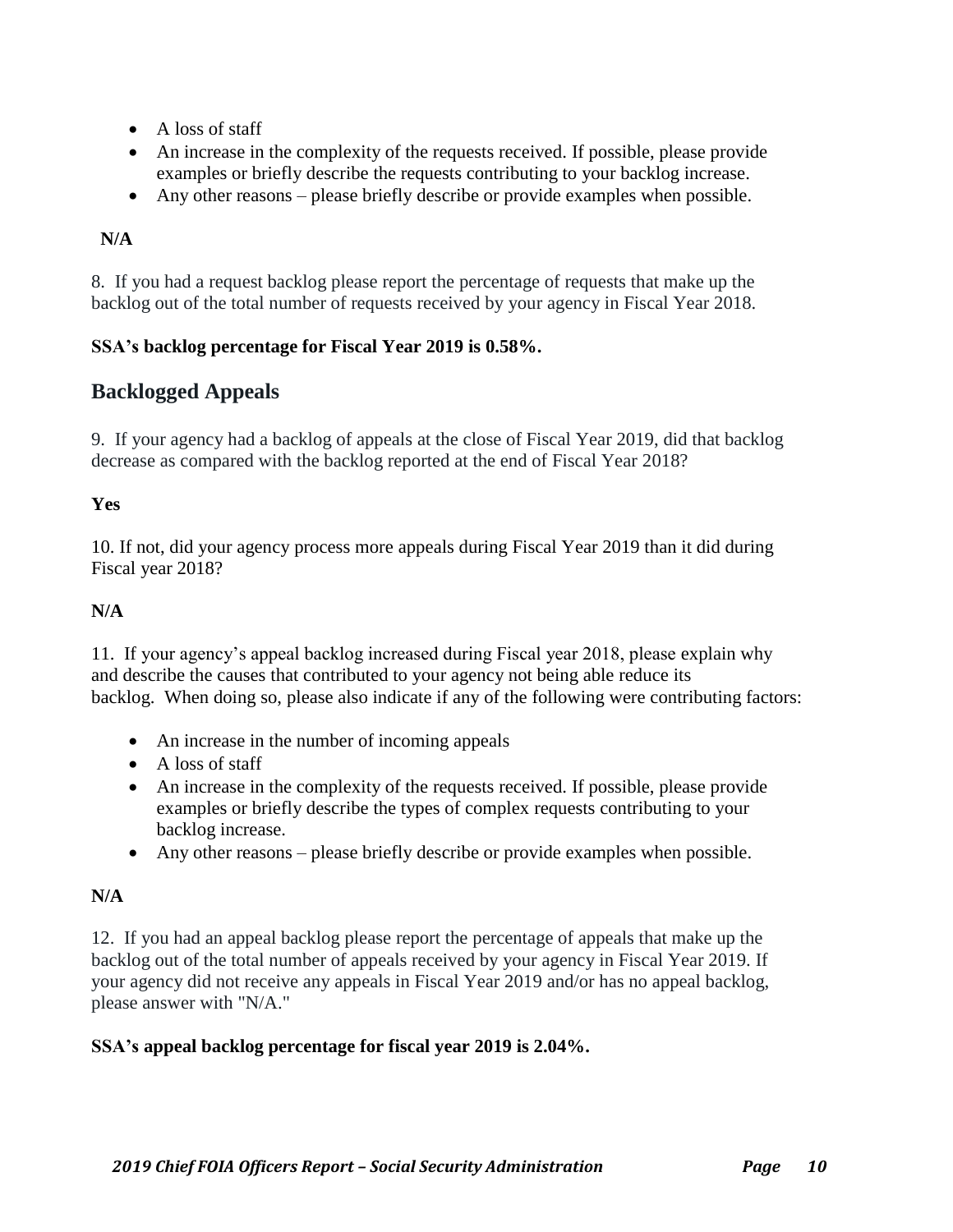- A loss of staff
- An increase in the complexity of the requests received. If possible, please provide examples or briefly describe the requests contributing to your backlog increase.
- Any other reasons – please briefly describe or provide examples when possible.

**N/A**

8. If you had a request backlog please report the percentage of requests that make up the backlog out of the total number of requests received by your agency in Fiscal Year 2018.

**SSA's backlog percentage for Fiscal Year 2019 is 0.58%.**

## Backlogged Appeals

9. If your agency had a backlog of appeals at the close of Fiscal Year 2019, did that backlog decrease as compared with the backlog reported at the end of Fiscal Year 2018?

**Yes**

10. If not, did your agency process more appeals during Fiscal Year 2019 than it did during Fiscal year 2018?

**N/A**

11. If your agency's appeal backlog increased during Fiscal year 2018, please explain why and describe the causes that contributed to your agency not being able reduce its backlog. When doing so, please also indicate if any of the following were contributing factors:

- An increase in the number of incoming appeals
- A loss of staff
- An increase in the complexity of the requests received. If possible, please provide examples or briefly describe the types of complex requests contributing to your backlog increase.
- Any other reasons – please briefly describe or provide examples when possible.

**N/A**

12. If you had an appeal backlog please report the percentage of appeals that make up the backlog out of the total number of appeals received by your agency in Fiscal Year 2019. If your agency did not receive any appeals in Fiscal Year 2019 and/or has no appeal backlog, please answer with "N/A."

**SSA's appeal backlog percentage for fiscal year 2019 is 2.04%.**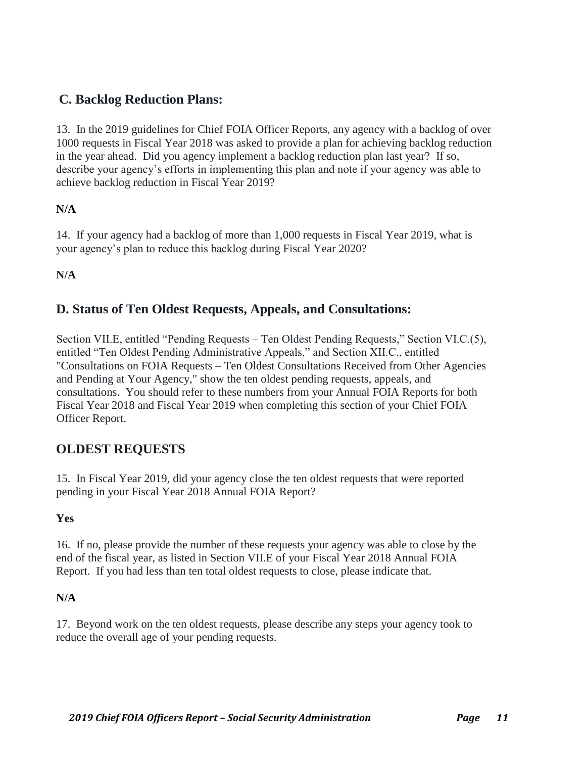## C. Backlog Reduction Plans:

13. In the 2019 guidelines for Chief FOIA Officer Reports, any agency with a backlog of over 1000 requests in Fiscal Year 2018 was asked to provide a plan for achieving backlog reduction in the year ahead. Did you agency implement a backlog reduction plan last year? If so, describe your agency's efforts in implementing this plan and note if your agency was able to achieve backlog reduction in Fiscal Year 2019?

**N/A**

14. If your agency had a backlog of more than 1,000 requests in Fiscal Year 2019, what is your agency's plan to reduce this backlog during Fiscal Year 2020?

**N/A**

## D. Status of Ten Oldest Requests, Appeals, and Consultations:

Section VII.E, entitled "Pending Requests – Ten Oldest Pending Requests," Section VI.C.(5), entitled "Ten Oldest Pending Administrative Appeals," and Section XII.C., entitled "Consultations on FOIA Requests – Ten Oldest Consultations Received from Other Agencies and Pending at Your Agency," show the ten oldest pending requests, appeals, and consultations. You should refer to these numbers from your Annual FOIA Reports for both Fiscal Year 2018 and Fiscal Year 2019 when completing this section of your Chief FOIA Officer Report.

## OLDEST REQUESTS

15. In Fiscal Year 2019, did your agency close the ten oldest requests that were reported pending in your Fiscal Year 2018 Annual FOIA Report?

**Yes**

16. If no, please provide the number of these requests your agency was able to close by the end of the fiscal year, as listed in Section VII.E of your Fiscal Year 2018 Annual FOIA Report. If you had less than ten total oldest requests to close, please indicate that.

**N/A**

17. Beyond work on the ten oldest requests, please describe any steps your agency took to reduce the overall age of your pending requests.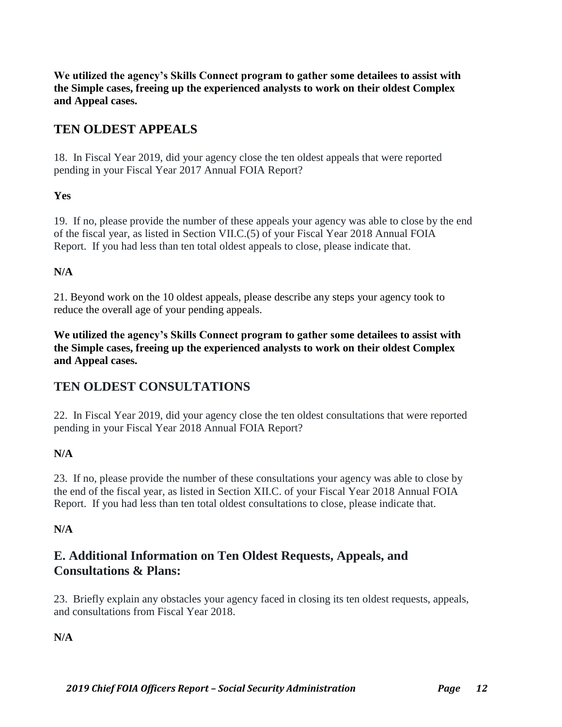**We utilized the agency's Skills Connect program to gather some detailees to assist with the Simple cases, freeing up the experienced analysts to work on their oldest Complex and Appeal cases.**

## TEN OLDEST APPEALS

18. In Fiscal Year 2019, did your agency close the ten oldest appeals that were reported pending in your Fiscal Year 2017 Annual FOIA Report?

**Yes**

19. If no, please provide the number of these appeals your agency was able to close by the end of the fiscal year, as listed in Section VII.C.(5) of your Fiscal Year 2018 Annual FOIA Report. If you had less than ten total oldest appeals to close, please indicate that.

**N/A**

21. Beyond work on the 10 oldest appeals, please describe any steps your agency took to reduce the overall age of your pending appeals.

**We utilized the agency's Skills Connect program to gather some detailees to assist with the Simple cases, freeing up the experienced analysts to work on their oldest Complex and Appeal cases.**

## TEN OLDEST CONSULTATIONS

22. In Fiscal Year 2019, did your agency close the ten oldest consultations that were reported pending in your Fiscal Year 2018 Annual FOIA Report?

**N/A**

23. If no, please provide the number of these consultations your agency was able to close by the end of the fiscal year, as listed in Section XII.C. of your Fiscal Year 2018 Annual FOIA Report. If you had less than ten total oldest consultations to close, please indicate that.

**N/A**

## E. Additional Information on Ten Oldest Requests, Appeals, and Consultations & Plans:

23. Briefly explain any obstacles your agency faced in closing its ten oldest requests, appeals, and consultations from Fiscal Year 2018.

**N/A**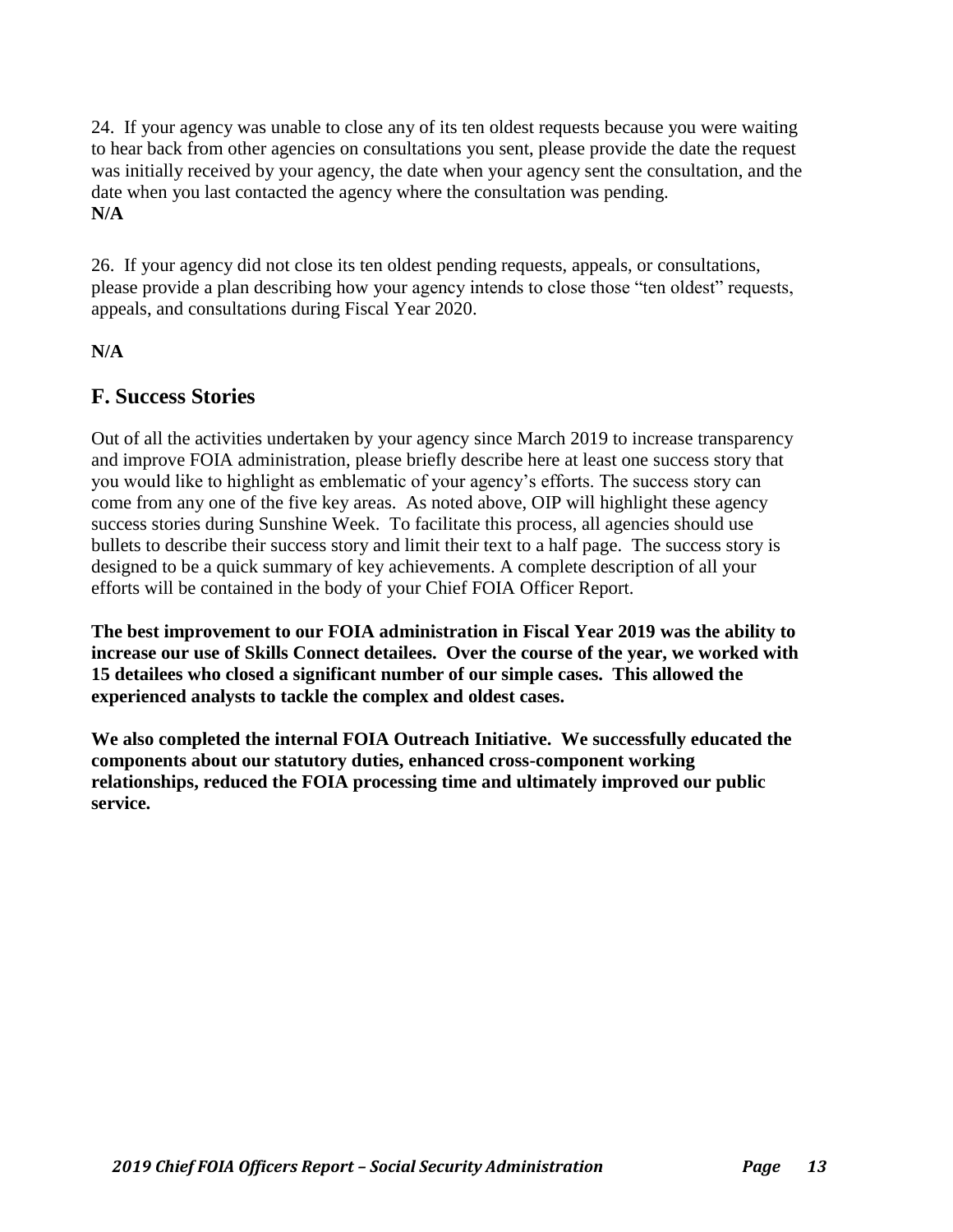24. If your agency was unable to close any of its ten oldest requests because you were waiting to hear back from other agencies on consultations you sent, please provide the date the request was initially received by your agency, the date when your agency sent the consultation, and the date when you last contacted the agency where the consultation was pending.
**N/A**

26. If your agency did not close its ten oldest pending requests, appeals, or consultations, please provide a plan describing how your agency intends to close those "ten oldest" requests, appeals, and consultations during Fiscal Year 2020.

**N/A**

## F. Success Stories

Out of all the activities undertaken by your agency since March 2019 to increase transparency and improve FOIA administration, please briefly describe here at least one success story that you would like to highlight as emblematic of your agency's efforts. The success story can come from any one of the five key areas. As noted above, OIP will highlight these agency success stories during Sunshine Week. To facilitate this process, all agencies should use bullets to describe their success story and limit their text to a half page. The success story is designed to be a quick summary of key achievements. A complete description of all your efforts will be contained in the body of your Chief FOIA Officer Report.

**The best improvement to our FOIA administration in Fiscal Year 2019 was the ability to increase our use of Skills Connect detailees. Over the course of the year, we worked with 15 detailees who closed a significant number of our simple cases. This allowed the experienced analysts to tackle the complex and oldest cases.**

**We also completed the internal FOIA Outreach Initiative. We successfully educated the components about our statutory duties, enhanced cross-component working relationships, reduced the FOIA processing time and ultimately improved our public service.**